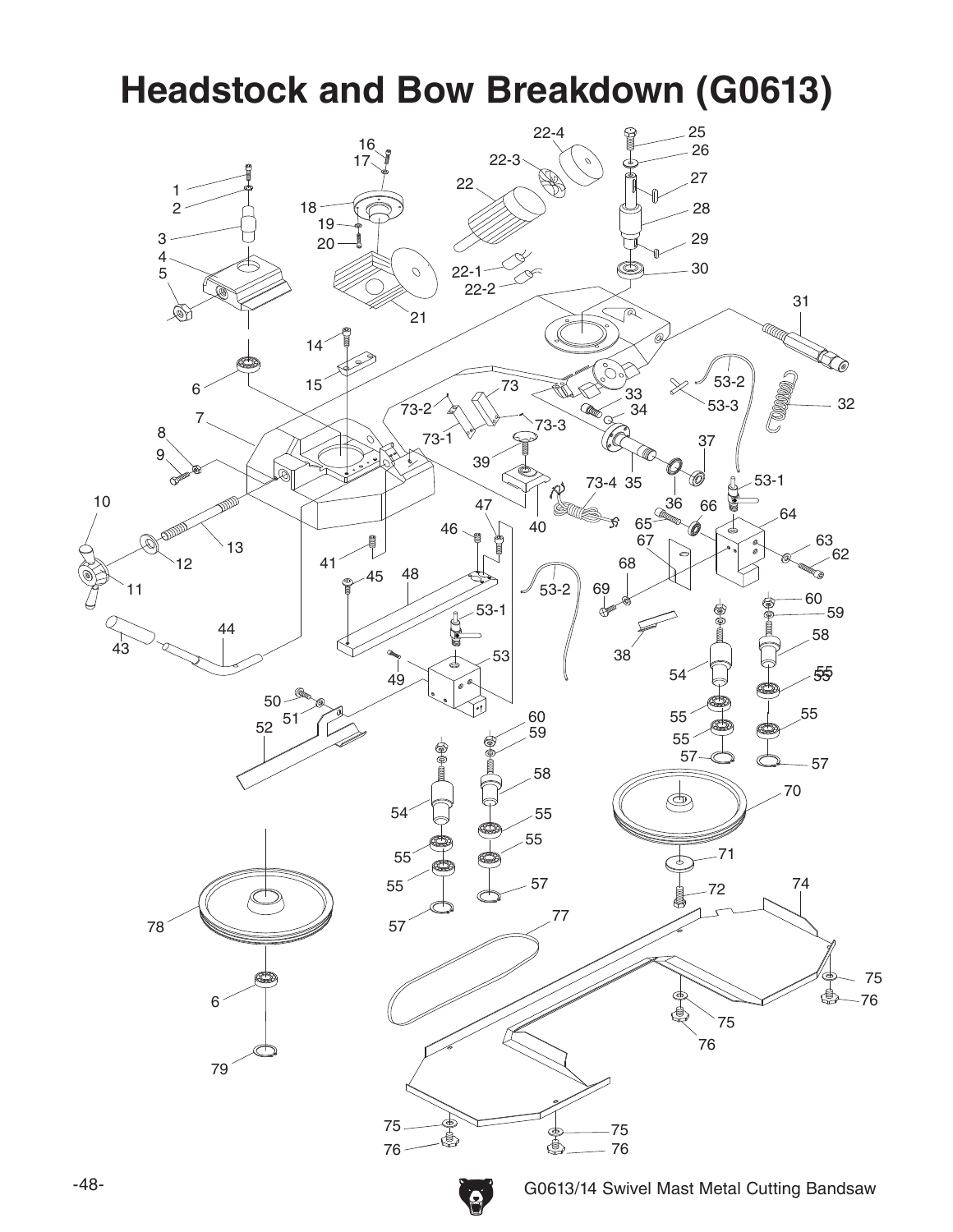# Headstock and Bow Breakdown (G0613)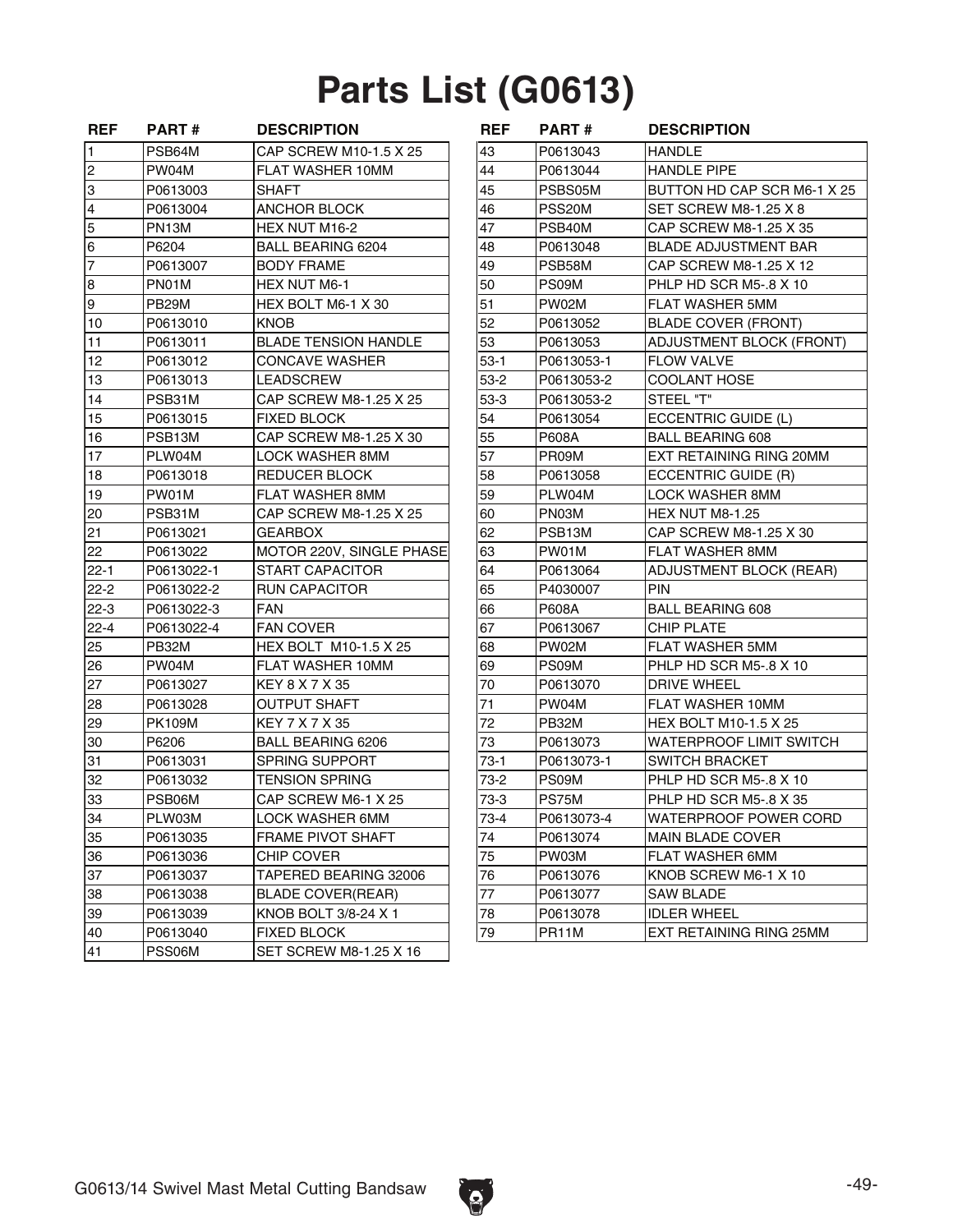# Parts List (G0613)

| REF | PART # | DESCRIPTION |
|---|---|---|
| 1 | PSB64M | CAP SCREW M10-1.5 X 25 |
| 2 | PW04M | FLAT WASHER 10MM |
| 3 | P0613003 | SHAFT |
| 4 | P0613004 | ANCHOR BLOCK |
| 5 | PN13M | HEX NUT M16-2 |
| 6 | P6204 | BALL BEARING 6204 |
| 7 | P0613007 | BODY FRAME |
| 8 | PN01M | HEX NUT M6-1 |
| 9 | PB29M | HEX BOLT M6-1 X 30 |
| 10 | P0613010 | KNOB |
| 11 | P0613011 | BLADE TENSION HANDLE |
| 12 | P0613012 | CONCAVE WASHER |
| 13 | P0613013 | LEADSCREW |
| 14 | PSB31M | CAP SCREW M8-1.25 X 25 |
| 15 | P0613015 | FIXED BLOCK |
| 16 | PSB13M | CAP SCREW M8-1.25 X 30 |
| 17 | PLW04M | LOCK WASHER 8MM |
| 18 | P0613018 | REDUCER BLOCK |
| 19 | PW01M | FLAT WASHER 8MM |
| 20 | PSB31M | CAP SCREW M8-1.25 X 25 |
| 21 | P0613021 | GEARBOX |
| 22 | P0613022 | MOTOR 220V, SINGLE PHASE |
| 22-1 | P0613022-1 | START CAPACITOR |
| 22-2 | P0613022-2 | RUN CAPACITOR |
| 22-3 | P0613022-3 | FAN |
| 22-4 | P0613022-4 | FAN COVER |
| 25 | PB32M | HEX BOLT M10-1.5 X 25 |
| 26 | PW04M | FLAT WASHER 10MM |
| 27 | P0613027 | KEY 8 X 7 X 35 |
| 28 | P0613028 | OUTPUT SHAFT |
| 29 | PK109M | KEY 7 X 7 X 35 |
| 30 | P6206 | BALL BEARING 6206 |
| 31 | P0613031 | SPRING SUPPORT |
| 32 | P0613032 | TENSION SPRING |
| 33 | PSB06M | CAP SCREW M6-1 X 25 |
| 34 | PLW03M | LOCK WASHER 6MM |
| 35 | P0613035 | FRAME PIVOT SHAFT |
| 36 | P0613036 | CHIP COVER |
| 37 | P0613037 | TAPERED BEARING 32006 |
| 38 | P0613038 | BLADE COVER(REAR) |
| 39 | P0613039 | KNOB BOLT 3/8-24 X 1 |
| 40 | P0613040 | FIXED BLOCK |
| 41 | PSS06M | SET SCREW M8-1.25 X 16 |
| 43 | P0613043 | HANDLE |
| 44 | P0613044 | HANDLE PIPE |
| 45 | PSBS05M | BUTTON HD CAP SCR M6-1 X 25 |
| 46 | PSS20M | SET SCREW M8-1.25 X 8 |
| 47 | PSB40M | CAP SCREW M8-1.25 X 35 |
| 48 | P0613048 | BLADE ADJUSTMENT BAR |
| 49 | PSB58M | CAP SCREW M8-1.25 X 12 |
| 50 | PS09M | PHLP HD SCR M5-.8 X 10 |
| 51 | PW02M | FLAT WASHER 5MM |
| 52 | P0613052 | BLADE COVER (FRONT) |
| 53 | P0613053 | ADJUSTMENT BLOCK (FRONT) |
| 53-1 | P0613053-1 | FLOW VALVE |
| 53-2 | P0613053-2 | COOLANT HOSE |
| 53-3 | P0613053-2 | STEEL "T" |
| 54 | P0613054 | ECCENTRIC GUIDE (L) |
| 55 | P608A | BALL BEARING 608 |
| 57 | PR09M | EXT RETAINING RING 20MM |
| 58 | P0613058 | ECCENTRIC GUIDE (R) |
| 59 | PLW04M | LOCK WASHER 8MM |
| 60 | PN03M | HEX NUT M8-1.25 |
| 62 | PSB13M | CAP SCREW M8-1.25 X 30 |
| 63 | PW01M | FLAT WASHER 8MM |
| 64 | P0613064 | ADJUSTMENT BLOCK (REAR) |
| 65 | P4030007 | PIN |
| 66 | P608A | BALL BEARING 608 |
| 67 | P0613067 | CHIP PLATE |
| 68 | PW02M | FLAT WASHER 5MM |
| 69 | PS09M | PHLP HD SCR M5-.8 X 10 |
| 70 | P0613070 | DRIVE WHEEL |
| 71 | PW04M | FLAT WASHER 10MM |
| 72 | PB32M | HEX BOLT M10-1.5 X 25 |
| 73 | P0613073 | WATERPROOF LIMIT SWITCH |
| 73-1 | P0613073-1 | SWITCH BRACKET |
| 73-2 | PS09M | PHLP HD SCR M5-.8 X 10 |
| 73-3 | PS75M | PHLP HD SCR M5-.8 X 35 |
| 73-4 | P0613073-4 | WATERPROOF POWER CORD |
| 74 | P0613074 | MAIN BLADE COVER |
| 75 | PW03M | FLAT WASHER 6MM |
| 76 | P0613076 | KNOB SCREW M6-1 X 10 |
| 77 | P0613077 | SAW BLADE |
| 78 | P0613078 | IDLER WHEEL |
| 79 | PR11M | EXT RETAINING RING 25MM |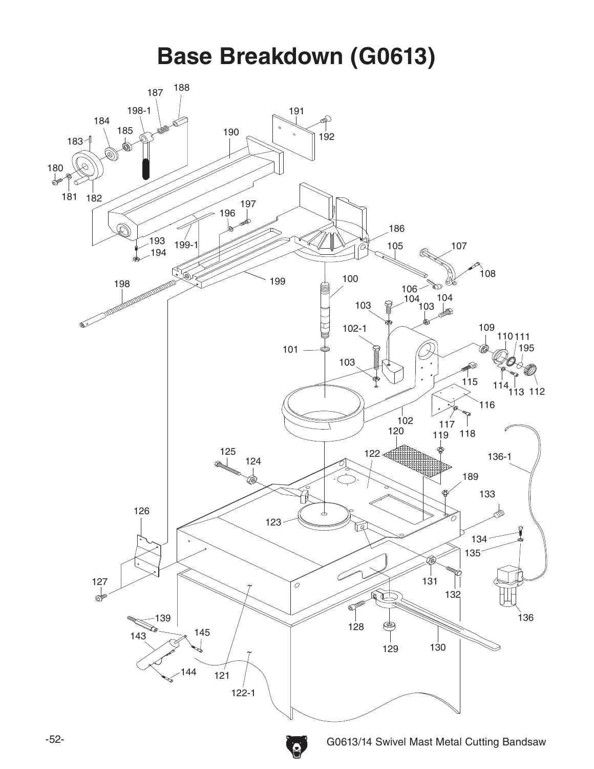# Base Breakdown (G0613)

180 181 182 183 184 185 198-1 187 188 190 191 192 193 194 199-1 196 197 186 105 107 108 198 199 100 106 104 104 103 103 102-1 101 103 109 110 111 195 114 113 112 115 116 117 118 102 120 119 125 124 122 136-1 189 133 126 123 134 135 131 132 127 128 129 130 136 139 143 145 144 121 122-1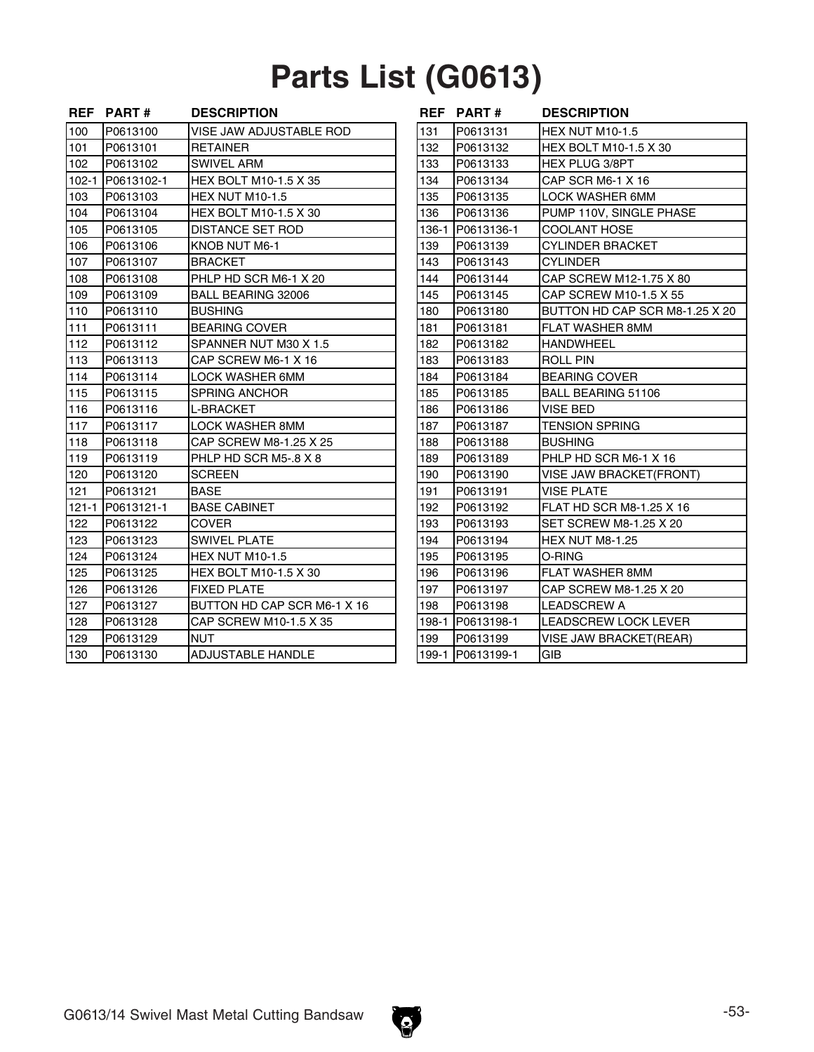# Parts List (G0613)

| REF | PART # | DESCRIPTION |
|---|---|---|
| 100 | P0613100 | VISE JAW ADJUSTABLE ROD |
| 101 | P0613101 | RETAINER |
| 102 | P0613102 | SWIVEL ARM |
| 102-1 | P0613102-1 | HEX BOLT M10-1.5 X 35 |
| 103 | P0613103 | HEX NUT M10-1.5 |
| 104 | P0613104 | HEX BOLT M10-1.5 X 30 |
| 105 | P0613105 | DISTANCE SET ROD |
| 106 | P0613106 | KNOB NUT M6-1 |
| 107 | P0613107 | BRACKET |
| 108 | P0613108 | PHLP HD SCR M6-1 X 20 |
| 109 | P0613109 | BALL BEARING 32006 |
| 110 | P0613110 | BUSHING |
| 111 | P0613111 | BEARING COVER |
| 112 | P0613112 | SPANNER NUT M30 X 1.5 |
| 113 | P0613113 | CAP SCREW M6-1 X 16 |
| 114 | P0613114 | LOCK WASHER 6MM |
| 115 | P0613115 | SPRING ANCHOR |
| 116 | P0613116 | L-BRACKET |
| 117 | P0613117 | LOCK WASHER 8MM |
| 118 | P0613118 | CAP SCREW M8-1.25 X 25 |
| 119 | P0613119 | PHLP HD SCR M5-.8 X 8 |
| 120 | P0613120 | SCREEN |
| 121 | P0613121 | BASE |
| 121-1 | P0613121-1 | BASE CABINET |
| 122 | P0613122 | COVER |
| 123 | P0613123 | SWIVEL PLATE |
| 124 | P0613124 | HEX NUT M10-1.5 |
| 125 | P0613125 | HEX BOLT M10-1.5 X 30 |
| 126 | P0613126 | FIXED PLATE |
| 127 | P0613127 | BUTTON HD CAP SCR M6-1 X 16 |
| 128 | P0613128 | CAP SCREW M10-1.5 X 35 |
| 129 | P0613129 | NUT |
| 130 | P0613130 | ADJUSTABLE HANDLE |
| 131 | P0613131 | HEX NUT M10-1.5 |
| 132 | P0613132 | HEX BOLT M10-1.5 X 30 |
| 133 | P0613133 | HEX PLUG 3/8PT |
| 134 | P0613134 | CAP SCR M6-1 X 16 |
| 135 | P0613135 | LOCK WASHER 6MM |
| 136 | P0613136 | PUMP 110V, SINGLE PHASE |
| 136-1 | P0613136-1 | COOLANT HOSE |
| 139 | P0613139 | CYLINDER BRACKET |
| 143 | P0613143 | CYLINDER |
| 144 | P0613144 | CAP SCREW M12-1.75 X 80 |
| 145 | P0613145 | CAP SCREW M10-1.5 X 55 |
| 180 | P0613180 | BUTTON HD CAP SCR M8-1.25 X 20 |
| 181 | P0613181 | FLAT WASHER 8MM |
| 182 | P0613182 | HANDWHEEL |
| 183 | P0613183 | ROLL PIN |
| 184 | P0613184 | BEARING COVER |
| 185 | P0613185 | BALL BEARING 51106 |
| 186 | P0613186 | VISE BED |
| 187 | P0613187 | TENSION SPRING |
| 188 | P0613188 | BUSHING |
| 189 | P0613189 | PHLP HD SCR M6-1 X 16 |
| 190 | P0613190 | VISE JAW BRACKET(FRONT) |
| 191 | P0613191 | VISE PLATE |
| 192 | P0613192 | FLAT HD SCR M8-1.25 X 16 |
| 193 | P0613193 | SET SCREW M8-1.25 X 20 |
| 194 | P0613194 | HEX NUT M8-1.25 |
| 195 | P0613195 | O-RING |
| 196 | P0613196 | FLAT WASHER 8MM |
| 197 | P0613197 | CAP SCREW M8-1.25 X 20 |
| 198 | P0613198 | LEADSCREW A |
| 198-1 | P0613198-1 | LEADSCREW LOCK LEVER |
| 199 | P0613199 | VISE JAW BRACKET(REAR) |
| 199-1 | P0613199-1 | GIB |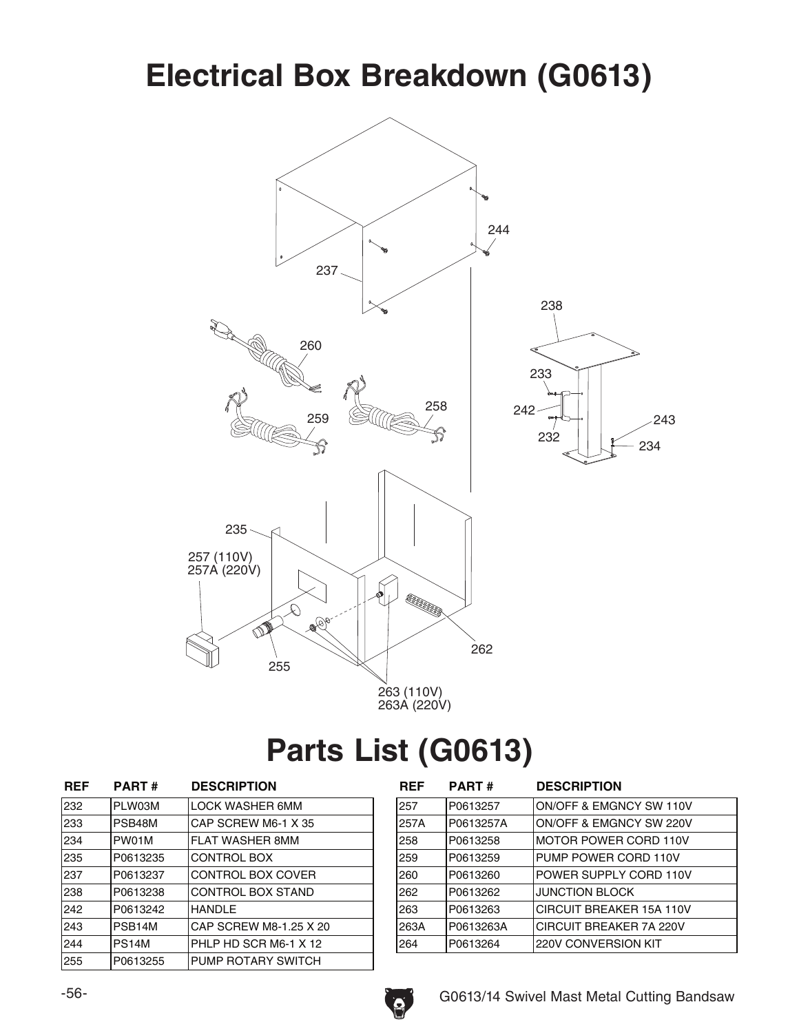# Electrical Box Breakdown (G0613)

# Parts List (G0613)

| REF | PART # | DESCRIPTION |
|---|---|---|
| 232 | PLW03M | LOCK WASHER 6MM |
| 233 | PSB48M | CAP SCREW M6-1 X 35 |
| 234 | PW01M | FLAT WASHER 8MM |
| 235 | P0613235 | CONTROL BOX |
| 237 | P0613237 | CONTROL BOX COVER |
| 238 | P0613238 | CONTROL BOX STAND |
| 242 | P0613242 | HANDLE |
| 243 | PSB14M | CAP SCREW M8-1.25 X 20 |
| 244 | PS14M | PHLP HD SCR M6-1 X 12 |
| 255 | P0613255 | PUMP ROTARY SWITCH |
| 257 | P0613257 | ON/OFF & EMGNCY SW 110V |
| 257A | P0613257A | ON/OFF & EMGNCY SW 220V |
| 258 | P0613258 | MOTOR POWER CORD 110V |
| 259 | P0613259 | PUMP POWER CORD 110V |
| 260 | P0613260 | POWER SUPPLY CORD 110V |
| 262 | P0613262 | JUNCTION BLOCK |
| 263 | P0613263 | CIRCUIT BREAKER 15A 110V |
| 263A | P0613263A | CIRCUIT BREAKER 7A 220V |
| 264 | P0613264 | 220V CONVERSION KIT |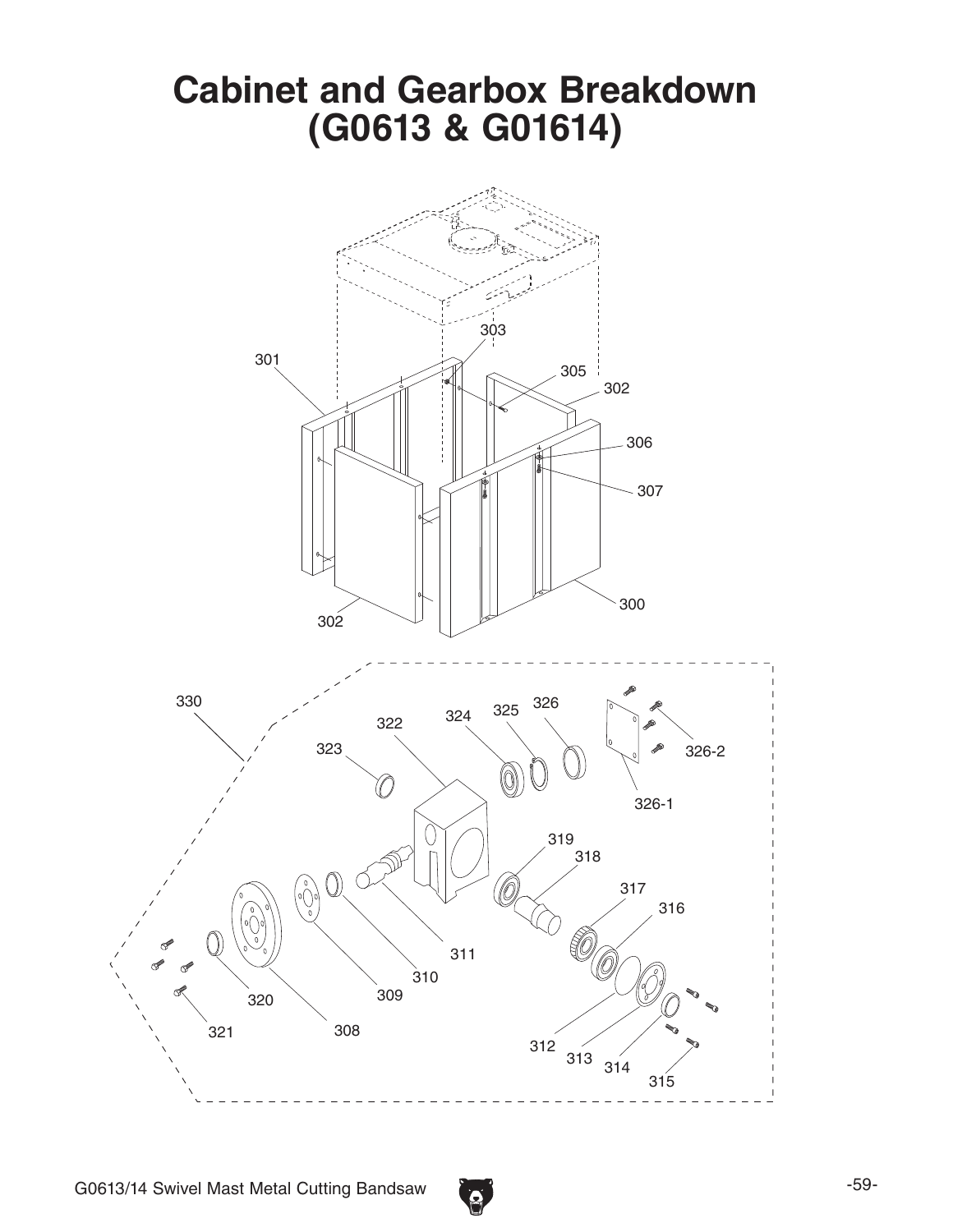# Cabinet and Gearbox Breakdown (G0613 & G01614)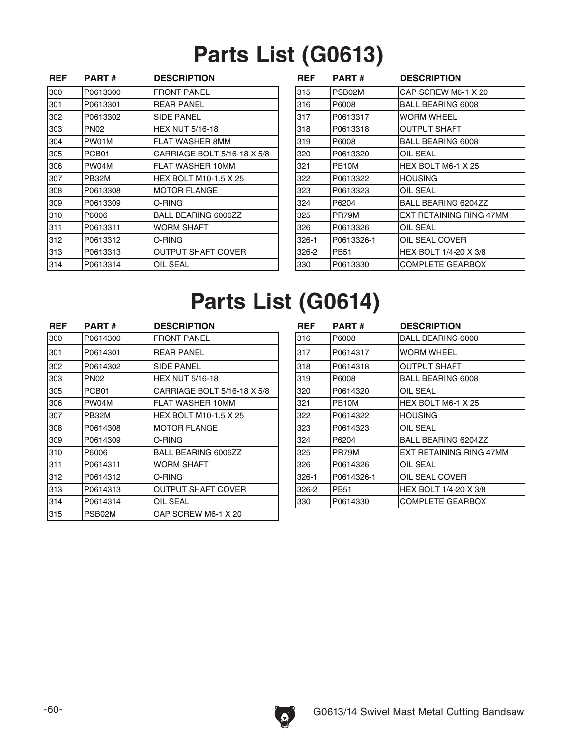# Parts List (G0613)

| REF | PART # | DESCRIPTION |
|---|---|---|
| 300 | P0613300 | FRONT PANEL |
| 301 | P0613301 | REAR PANEL |
| 302 | P0613302 | SIDE PANEL |
| 303 | PN02 | HEX NUT 5/16-18 |
| 304 | PW01M | FLAT WASHER 8MM |
| 305 | PCB01 | CARRIAGE BOLT 5/16-18 X 5/8 |
| 306 | PW04M | FLAT WASHER 10MM |
| 307 | PB32M | HEX BOLT M10-1.5 X 25 |
| 308 | P0613308 | MOTOR FLANGE |
| 309 | P0613309 | O-RING |
| 310 | P6006 | BALL BEARING 6006ZZ |
| 311 | P0613311 | WORM SHAFT |
| 312 | P0613312 | O-RING |
| 313 | P0613313 | OUTPUT SHAFT COVER |
| 314 | P0613314 | OIL SEAL |
| 315 | PSB02M | CAP SCREW M6-1 X 20 |
| 316 | P6008 | BALL BEARING 6008 |
| 317 | P0613317 | WORM WHEEL |
| 318 | P0613318 | OUTPUT SHAFT |
| 319 | P6008 | BALL BEARING 6008 |
| 320 | P0613320 | OIL SEAL |
| 321 | PB10M | HEX BOLT M6-1 X 25 |
| 322 | P0613322 | HOUSING |
| 323 | P0613323 | OIL SEAL |
| 324 | P6204 | BALL BEARING 6204ZZ |
| 325 | PR79M | EXT RETAINING RING 47MM |
| 326 | P0613326 | OIL SEAL |
| 326-1 | P0613326-1 | OIL SEAL COVER |
| 326-2 | PB51 | HEX BOLT 1/4-20 X 3/8 |
| 330 | P0613330 | COMPLETE GEARBOX |

# Parts List (G0614)

| REF | PART # | DESCRIPTION |
|---|---|---|
| 300 | P0614300 | FRONT PANEL |
| 301 | P0614301 | REAR PANEL |
| 302 | P0614302 | SIDE PANEL |
| 303 | PN02 | HEX NUT 5/16-18 |
| 305 | PCB01 | CARRIAGE BOLT 5/16-18 X 5/8 |
| 306 | PW04M | FLAT WASHER 10MM |
| 307 | PB32M | HEX BOLT M10-1.5 X 25 |
| 308 | P0614308 | MOTOR FLANGE |
| 309 | P0614309 | O-RING |
| 310 | P6006 | BALL BEARING 6006ZZ |
| 311 | P0614311 | WORM SHAFT |
| 312 | P0614312 | O-RING |
| 313 | P0614313 | OUTPUT SHAFT COVER |
| 314 | P0614314 | OIL SEAL |
| 315 | PSB02M | CAP SCREW M6-1 X 20 |
| 316 | P6008 | BALL BEARING 6008 |
| 317 | P0614317 | WORM WHEEL |
| 318 | P0614318 | OUTPUT SHAFT |
| 319 | P6008 | BALL BEARING 6008 |
| 320 | P0614320 | OIL SEAL |
| 321 | PB10M | HEX BOLT M6-1 X 25 |
| 322 | P0614322 | HOUSING |
| 323 | P0614323 | OIL SEAL |
| 324 | P6204 | BALL BEARING 6204ZZ |
| 325 | PR79M | EXT RETAINING RING 47MM |
| 326 | P0614326 | OIL SEAL |
| 326-1 | P0614326-1 | OIL SEAL COVER |
| 326-2 | PB51 | HEX BOLT 1/4-20 X 3/8 |
| 330 | P0614330 | COMPLETE GEARBOX |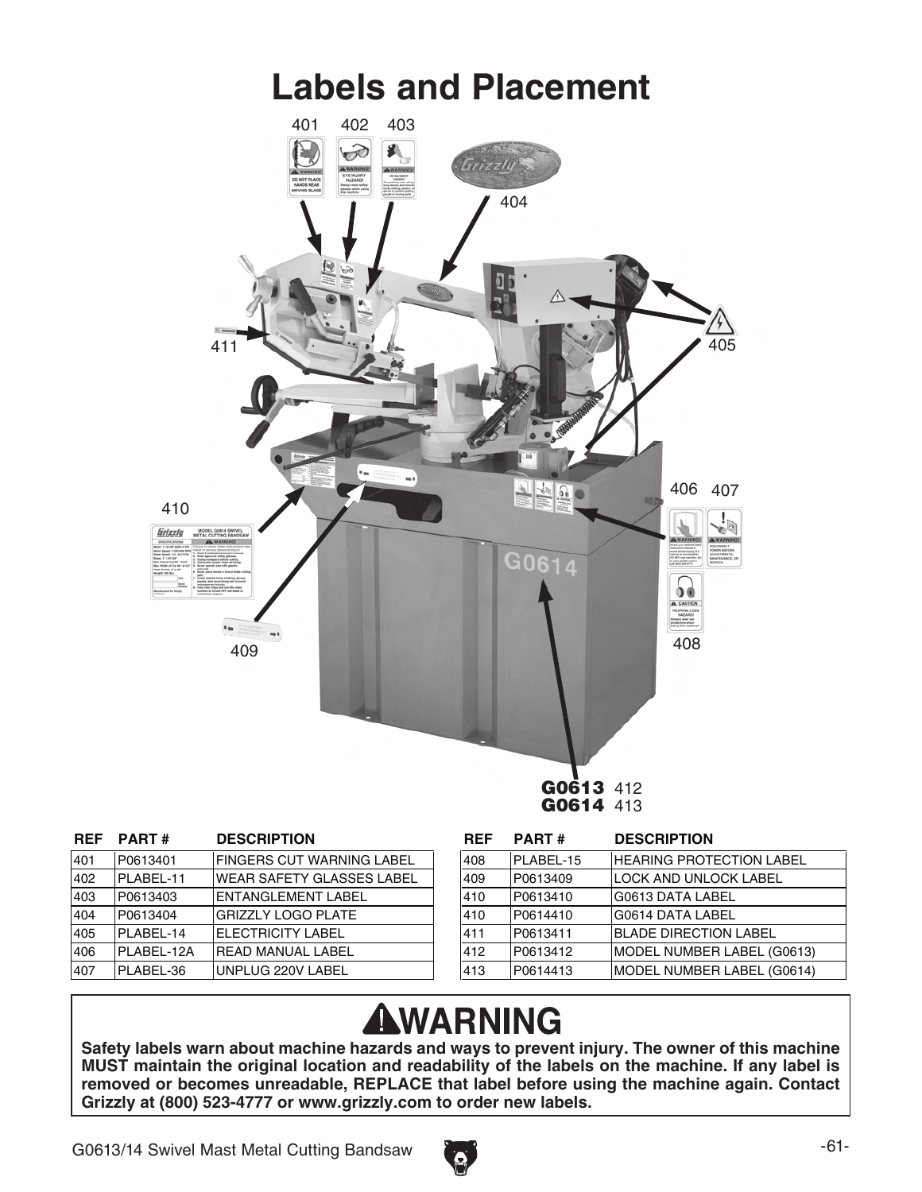# Labels and Placement

| REF | PART # | DESCRIPTION |
|---|---|---|
| 401 | P0613401 | FINGERS CUT WARNING LABEL |
| 402 | PLABEL-11 | WEAR SAFETY GLASSES LABEL |
| 403 | P0613403 | ENTANGLEMENT LABEL |
| 404 | P0613404 | GRIZZLY LOGO PLATE |
| 405 | PLABEL-14 | ELECTRICITY LABEL |
| 406 | PLABEL-12A | READ MANUAL LABEL |
| 407 | PLABEL-36 | UNPLUG 220V LABEL |
| 408 | PLABEL-15 | HEARING PROTECTION LABEL |
| 409 | P0613409 | LOCK AND UNLOCK LABEL |
| 410 | P0613410 | G0613 DATA LABEL |
| 410 | P0614410 | G0614 DATA LABEL |
| 411 | P0613411 | BLADE DIRECTION LABEL |
| 412 | P0613412 | MODEL NUMBER LABEL (G0613) |
| 413 | P0614413 | MODEL NUMBER LABEL (G0614) |

## ⚠WARNING

**Safety labels warn about machine hazards and ways to prevent injury. The owner of this machine MUST maintain the original location and readability of the labels on the machine. If any label is removed or becomes unreadable, REPLACE that label before using the machine again. Contact Grizzly at (800) 523-4777 or www.grizzly.com to order new labels.**